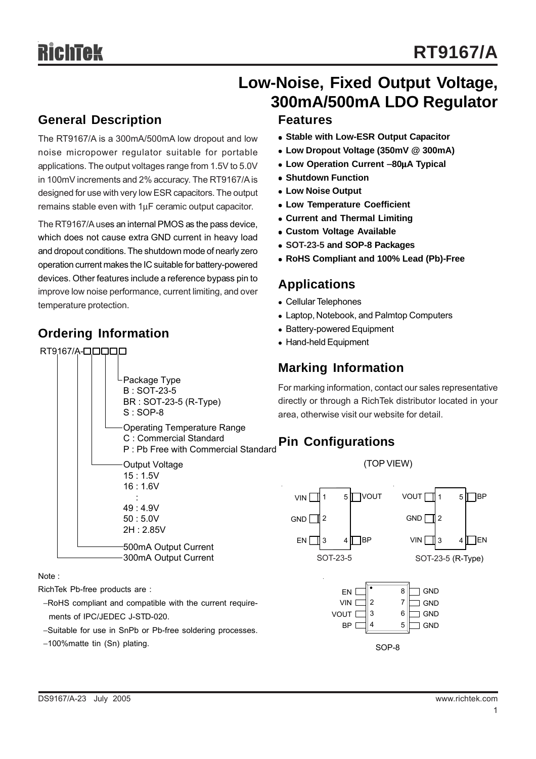# RT9167/A

## Low-Noise, Fixed Output Voltage, 300mA/500mA LDO Regulator

## General Description

The RT9167/A is a 300mA/500mA low dropout and low noise micropower regulator suitable for portable applications. The output voltages range from 1.5V to 5.0V in 100mV increments and 2% accuracy. The RT9167/A is designed for use with very low ESR capacitors. The output remains stable even with 1μF ceramic output capacitor.

The RT9167/A uses an internal PMOS as the pass device, which does not cause extra GND current in heavy load and dropout conditions. The shutdown mode of nearly zero operation current makes the IC suitable for battery-powered devices. Other features include a reference bypass pin to improve low noise performance, current limiting, and over temperature protection.

## Ordering Information

RT9167/A-□□□□□

- Package Type
  - B : SOT-23-5
  - BR : SOT-23-5 (R-Type)
  - S : SOP-8
- Operating Temperature Range
  - C : Commercial Standard
  - P : Pb Free with Commercial Standard
- Output Voltage
  - 15 : 1.5V
  - 16 : 1.6V
  - :
  - 49 : 4.9V
  - 50 : 5.0V
  - 2H : 2.85V
- 500mA Output Current
- 300mA Output Current

Note :

RichTek Pb-free products are :

- −RoHS compliant and compatible with the current requirements of IPC/JEDEC J-STD-020.
- −Suitable for use in SnPb or Pb-free soldering processes.
- −100%matte tin (Sn) plating.

## Features

- **Stable with Low-ESR Output Capacitor**
- **Low Dropout Voltage (350mV @ 300mA)**
- **Low Operation Current −80μA Typical**
- **Shutdown Function**
- **Low Noise Output**
- **Low Temperature Coefficient**
- **Current and Thermal Limiting**
- **Custom Voltage Available**
- **SOT-23-5 and SOP-8 Packages**
- **RoHS Compliant and 100% Lead (Pb)-Free**

## Applications

- Cellular Telephones
- Laptop, Notebook, and Palmtop Computers
- Battery-powered Equipment
- Hand-held Equipment

## Marking Information

For marking information, contact our sales representative directly or through a RichTek distributor located in your area, otherwise visit our website for detail.

## Pin Configurations

(TOP VIEW)

SOT-23-5: 1 VIN, 2 GND, 3 EN, 4 BP, 5 VOUT

SOT-23-5 (R-Type): 1 VOUT, 2 GND, 3 VIN, 4 EN, 5 BP

SOP-8: 1 EN, 2 VIN, 3 VOUT, 4 BP, 5 GND, 6 GND, 7 GND, 8 GND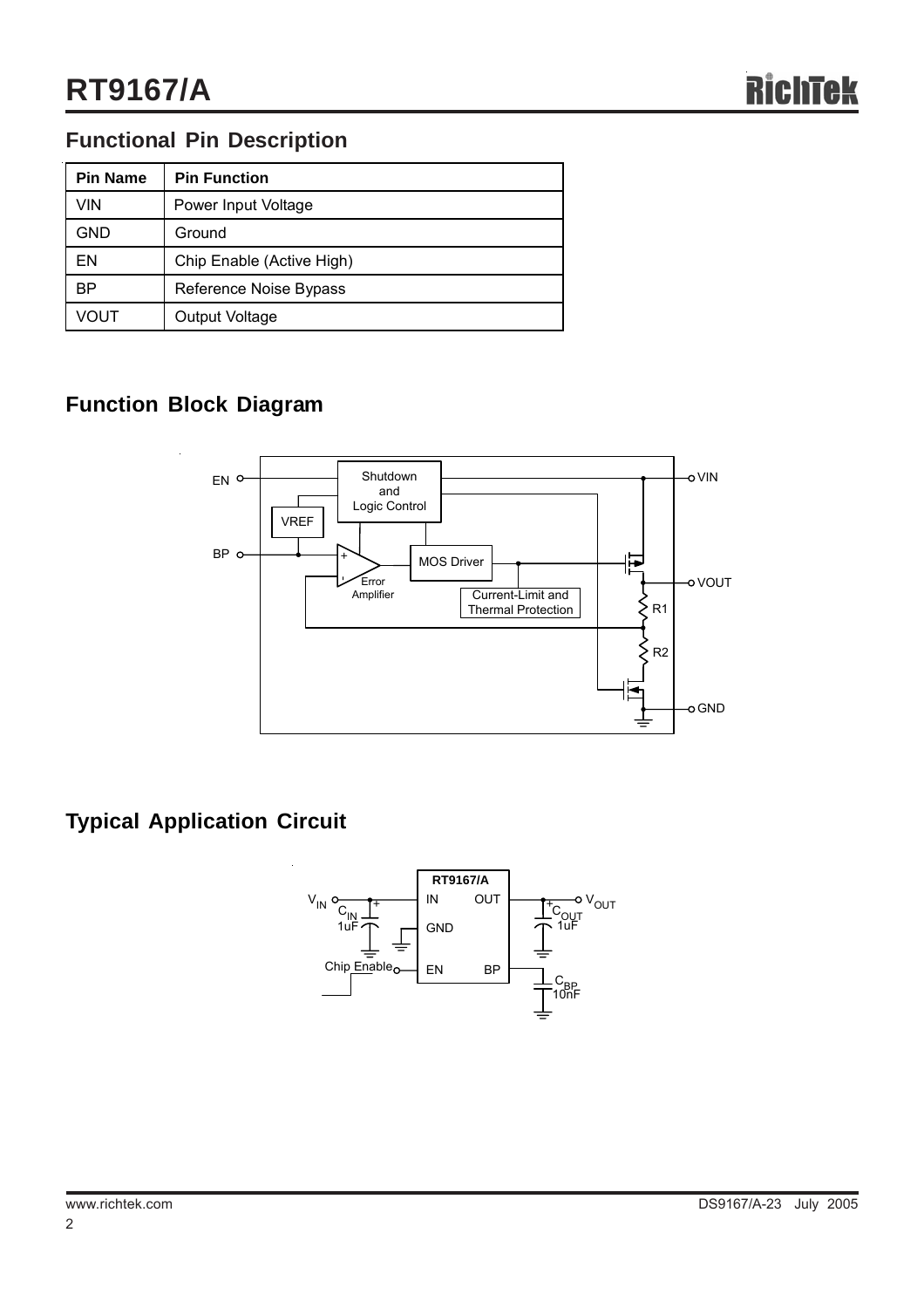## Functional Pin Description

| Pin Name | Pin Function |
|---|---|
| VIN | Power Input Voltage |
| GND | Ground |
| EN | Chip Enable (Active High) |
| BP | Reference Noise Bypass |
| VOUT | Output Voltage |

## Function Block Diagram

## Typical Application Circuit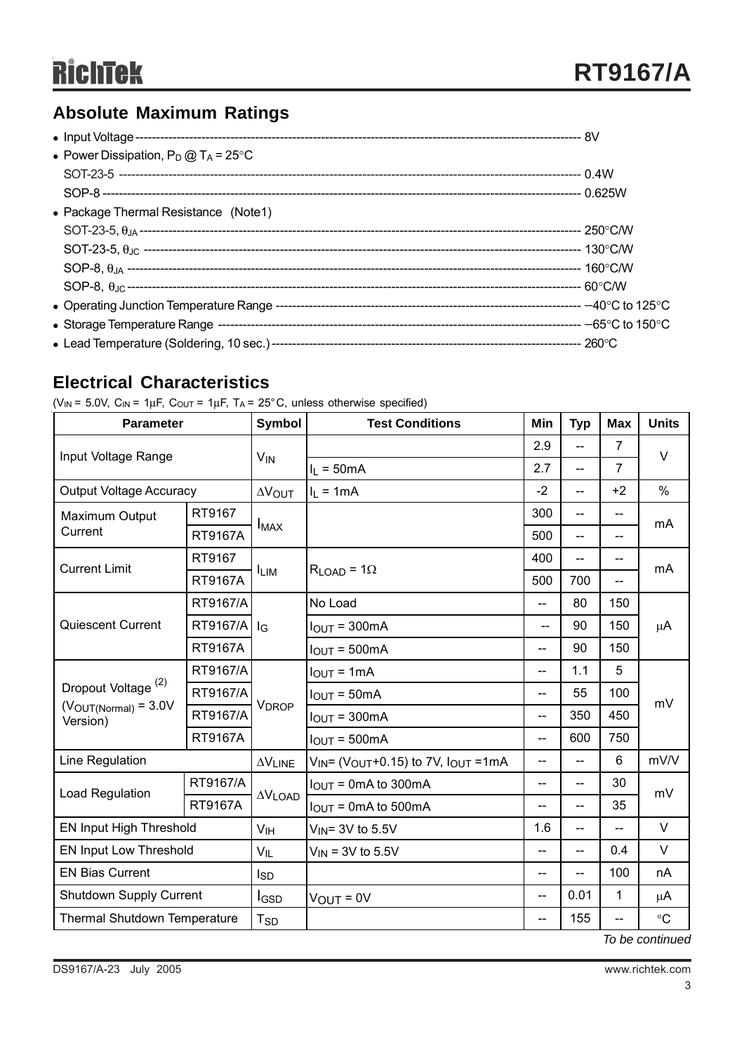## Absolute Maximum Ratings

- Input Voltage ---------------------------------------------------------------------------------------------------------- 8V
- Power Dissipation, $P_D$ @ $T_A = 25°C$
  - SOT-23-5 ------------------------------------------------------------------------------------------------------------ 0.4W
  - SOP-8 ---------------------------------------------------------------------------------------------------------------- 0.625W
- Package Thermal Resistance (Note1)
  - SOT-23-5, $\theta_{JA}$ -------------------------------------------------------------------------------------------------- 250°C/W
  - SOT-23-5, $\theta_{JC}$ -------------------------------------------------------------------------------------------------- 130°C/W
  - SOP-8, $\theta_{JA}$ ----------------------------------------------------------------------------------------------------- 160°C/W
  - SOP-8, $\theta_{JC}$ ----------------------------------------------------------------------------------------------------- 60°C/W
- Operating Junction Temperature Range ------------------------------------------------------------------------ −40°C to 125°C
- Storage Temperature Range --------------------------------------------------------------------------------------- −65°C to 150°C
- Lead Temperature (Soldering, 10 sec.) ------------------------------------------------------------------------- 260°C

## Electrical Characteristics

($V_{IN}$ = 5.0V, $C_{IN}$ = 1μF, $C_{OUT}$ = 1μF, $T_A$ = 25°C, unless otherwise specified)

| Parameter | | Symbol | Test Conditions | Min | Typ | Max | Units |
|---|---|---|---|---|---|---|---|
| Input Voltage Range | | $V_{IN}$ | | 2.9 | -- | 7 | V |
| | | | $I_L$ = 50mA | 2.7 | -- | 7 | |
| Output Voltage Accuracy | | $\Delta V_{OUT}$ | $I_L$ = 1mA | -2 | -- | +2 | % |
| Maximum Output Current | RT9167 | $I_{MAX}$ | | 300 | -- | -- | mA |
| | RT9167A | | | 500 | -- | -- | |
| Current Limit | RT9167 | $I_{LIM}$ | $R_{LOAD}$ = 1Ω | 400 | -- | -- | mA |
| | RT9167A | | | 500 | 700 | -- | |
| Quiescent Current | RT9167/A | $I_G$ | No Load | -- | 80 | 150 | μA |
| | RT9167/A | | $I_{OUT}$ = 300mA | -- | 90 | 150 | |
| | RT9167A | | $I_{OUT}$ = 500mA | -- | 90 | 150 | |
| Dropout Voltage (2) ($V_{OUT(Normal)}$ = 3.0V Version) | RT9167/A | $V_{DROP}$ | $I_{OUT}$ = 1mA | -- | 1.1 | 5 | mV |
| | RT9167/A | | $I_{OUT}$ = 50mA | -- | 55 | 100 | |
| | RT9167/A | | $I_{OUT}$ = 300mA | -- | 350 | 450 | |
| | RT9167A | | $I_{OUT}$ = 500mA | -- | 600 | 750 | |
| Line Regulation | | $\Delta V_{LINE}$ | $V_{IN}$= ($V_{OUT}$+0.15) to 7V, $I_{OUT}$ =1mA | -- | -- | 6 | mV/V |
| Load Regulation | RT9167/A | $\Delta V_{LOAD}$ | $I_{OUT}$ = 0mA to 300mA | -- | -- | 30 | mV |
| | RT9167A | | $I_{OUT}$ = 0mA to 500mA | -- | -- | 35 | |
| EN Input High Threshold | | $V_{IH}$ | $V_{IN}$= 3V to 5.5V | 1.6 | -- | -- | V |
| EN Input Low Threshold | | $V_{IL}$ | $V_{IN}$ = 3V to 5.5V | -- | -- | 0.4 | V |
| EN Bias Current | | $I_{SD}$ | | -- | -- | 100 | nA |
| Shutdown Supply Current | | $I_{GSD}$ | $V_{OUT}$ = 0V | -- | 0.01 | 1 | μA |
| Thermal Shutdown Temperature | | $T_{SD}$ | | -- | 155 | -- | °C |

*To be continued*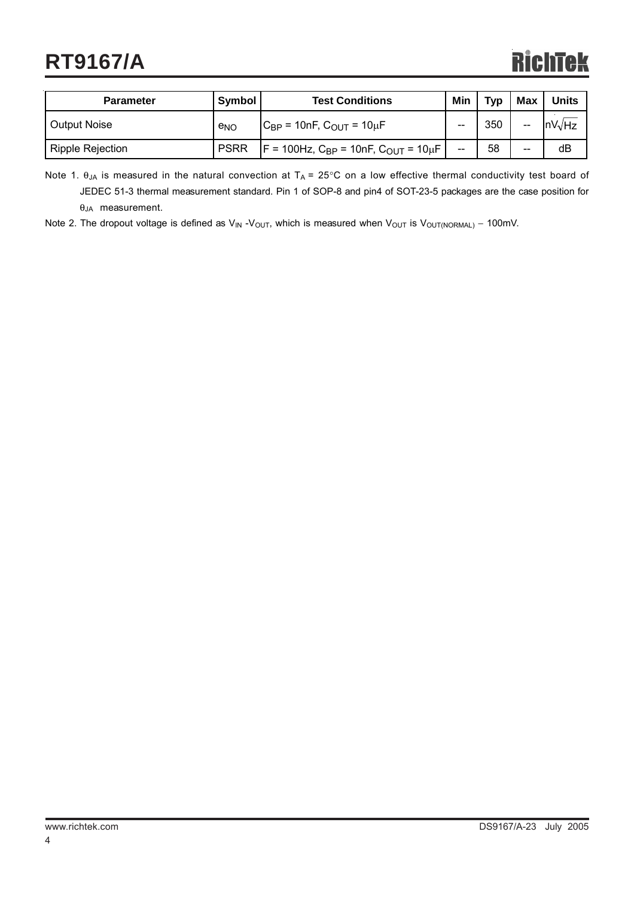| Parameter | Symbol | Test Conditions | Min | Typ | Max | Units |
|---|---|---|---|---|---|---|
| Output Noise | $e_{NO}$ | $C_{BP}$ = 10nF, $C_{OUT}$ = 10μF | -- | 350 | -- | $nV\sqrt{Hz}$ |
| Ripple Rejection | PSRR | F = 100Hz, $C_{BP}$ = 10nF, $C_{OUT}$ = 10μF | -- | 58 | -- | dB |

Note 1. $\theta_{JA}$ is measured in the natural convection at $T_A$ = 25°C on a low effective thermal conductivity test board of JEDEC 51-3 thermal measurement standard. Pin 1 of SOP-8 and pin4 of SOT-23-5 packages are the case position for $\theta_{JA}$ measurement.

Note 2. The dropout voltage is defined as $V_{IN}$ -$V_{OUT}$, which is measured when $V_{OUT}$ is $V_{OUT(NORMAL)}$ − 100mV.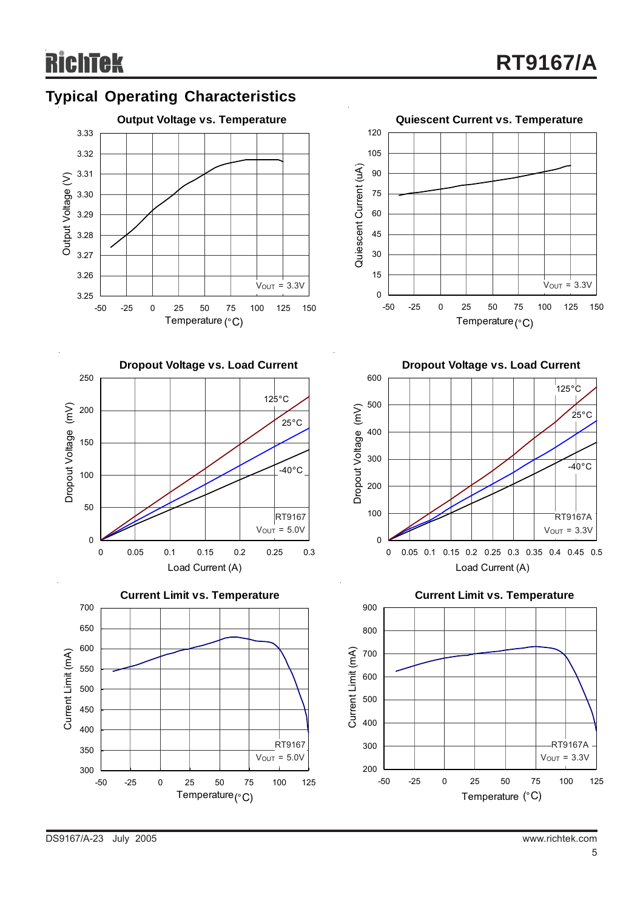## Typical Operating Characteristics

**Output Voltage vs. Temperature**

**Quiescent Current vs. Temperature**

**Dropout Voltage vs. Load Current**

**Dropout Voltage vs. Load Current**

**Current Limit vs. Temperature**

**Current Limit vs. Temperature**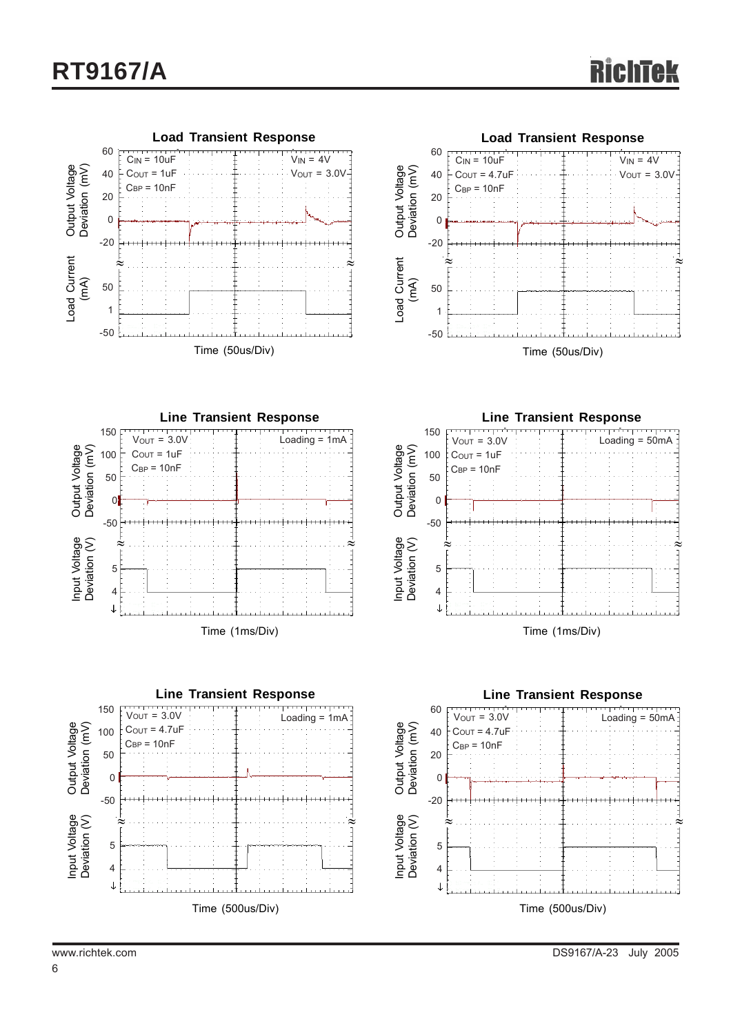**Load Transient Response**

$C_{IN}$ = 10uF, $C_{OUT}$ = 1uF, $C_{BP}$ = 10nF, $V_{IN}$ = 4V, $V_{OUT}$ = 3.0V

Output Voltage Deviation (mV) / Load Current (mA)

Time (50us/Div)

**Load Transient Response**

$C_{IN}$ = 10uF, $C_{OUT}$ = 4.7uF, $C_{BP}$ = 10nF, $V_{IN}$ = 4V, $V_{OUT}$ = 3.0V

Output Voltage Deviation (mV) / Load Current (mA)

Time (50us/Div)

**Line Transient Response**

$V_{OUT}$ = 3.0V, $C_{OUT}$ = 1uF, $C_{BP}$ = 10nF, Loading = 1mA

Output Voltage Deviation (mV) / Input Voltage Deviation (V)

Time (1ms/Div)

**Line Transient Response**

$V_{OUT}$ = 3.0V, $C_{OUT}$ = 1uF, $C_{BP}$ = 10nF, Loading = 50mA

Output Voltage Deviation (mV) / Input Voltage Deviation (V)

Time (1ms/Div)

**Line Transient Response**

$V_{OUT}$ = 3.0V, $C_{OUT}$ = 4.7uF, $C_{BP}$ = 10nF, Loading = 1mA

Output Voltage Deviation (mV) / Input Voltage Deviation (V)

Time (500us/Div)

**Line Transient Response**

$V_{OUT}$ = 3.0V, $C_{OUT}$ = 4.7uF, $C_{BP}$ = 10nF, Loading = 50mA

Output Voltage Deviation (mV) / Input Voltage Deviation (V)

Time (500us/Div)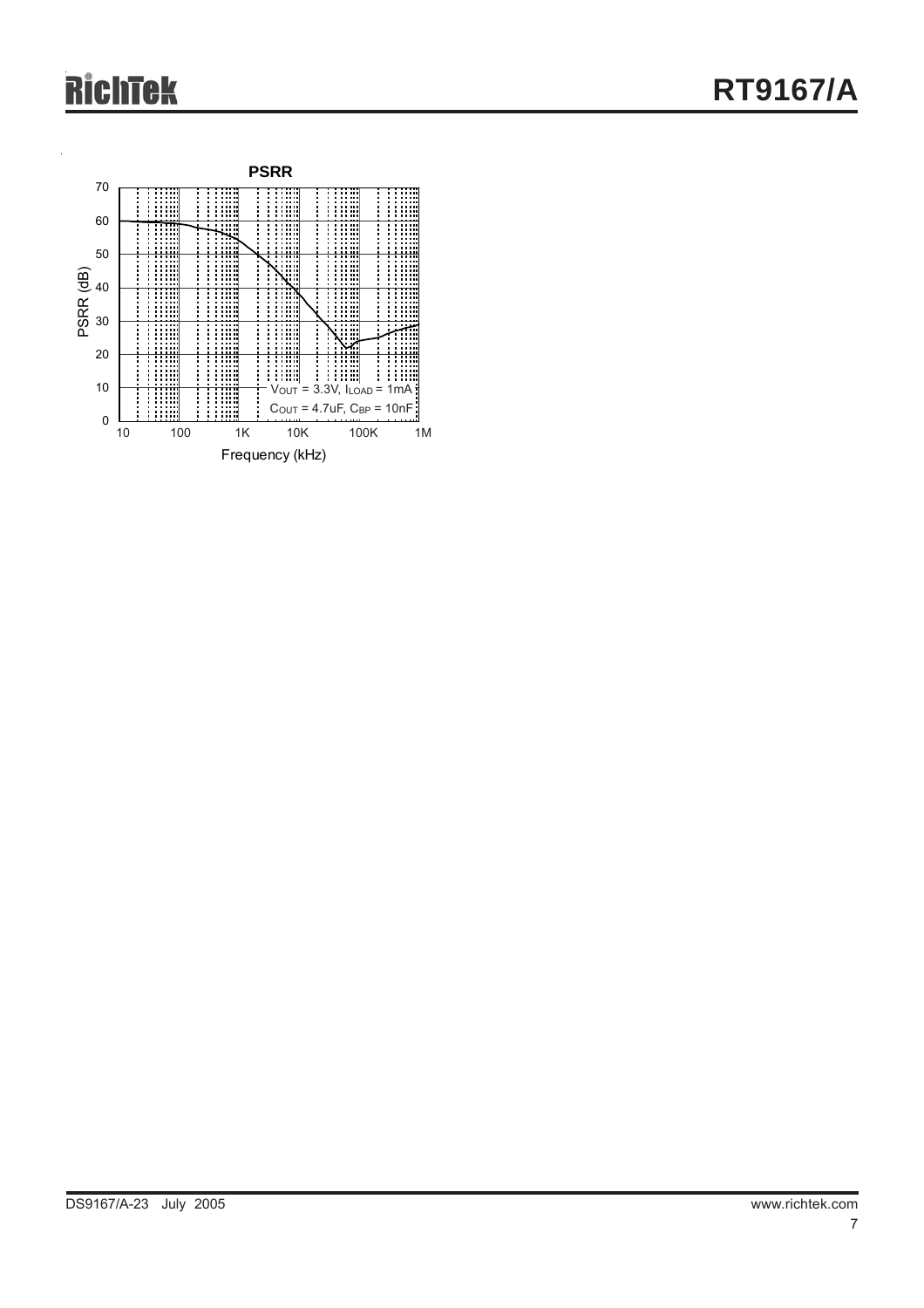**PSRR**

PSRR (dB) vs. Frequency (kHz)

$V_{OUT}$ = 3.3V, $I_{LOAD}$ = 1mA

$C_{OUT}$ = 4.7uF, $C_{BP}$ = 10nF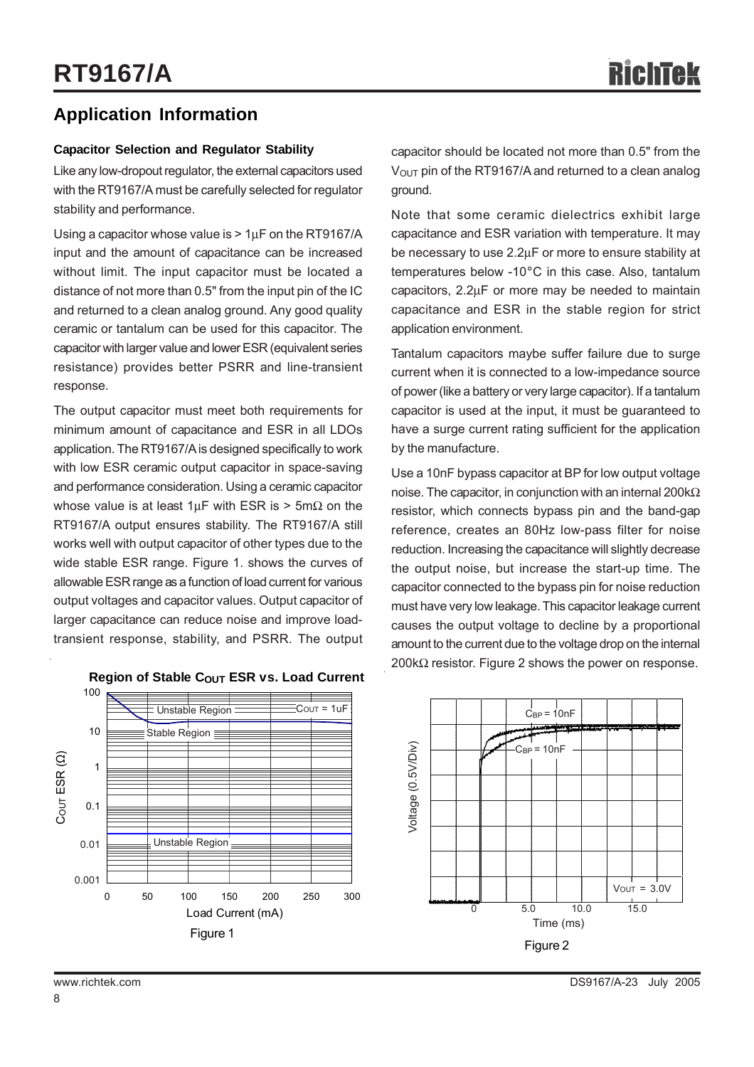## Application Information

### Capacitor Selection and Regulator Stability

Like any low-dropout regulator, the external capacitors used with the RT9167/A must be carefully selected for regulator stability and performance.

Using a capacitor whose value is > 1μF on the RT9167/A input and the amount of capacitance can be increased without limit. The input capacitor must be located a distance of not more than 0.5" from the input pin of the IC and returned to a clean analog ground. Any good quality ceramic or tantalum can be used for this capacitor. The capacitor with larger value and lower ESR (equivalent series resistance) provides better PSRR and line-transient response.

The output capacitor must meet both requirements for minimum amount of capacitance and ESR in all LDOs application. The RT9167/A is designed specifically to work with low ESR ceramic output capacitor in space-saving and performance consideration. Using a ceramic capacitor whose value is at least 1μF with ESR is > 5mΩ on the RT9167/A output ensures stability. The RT9167/A still works well with output capacitor of other types due to the wide stable ESR range. Figure 1. shows the curves of allowable ESR range as a function of load current for various output voltages and capacitor values. Output capacitor of larger capacitance can reduce noise and improve load-transient response, stability, and PSRR. The output capacitor should be located not more than 0.5" from the $V_{OUT}$ pin of the RT9167/A and returned to a clean analog ground.

Note that some ceramic dielectrics exhibit large capacitance and ESR variation with temperature. It may be necessary to use 2.2μF or more to ensure stability at temperatures below -10°C in this case. Also, tantalum capacitors, 2.2μF or more may be needed to maintain capacitance and ESR in the stable region for strict application environment.

Tantalum capacitors maybe suffer failure due to surge current when it is connected to a low-impedance source of power (like a battery or very large capacitor). If a tantalum capacitor is used at the input, it must be guaranteed to have a surge current rating sufficient for the application by the manufacture.

Use a 10nF bypass capacitor at BP for low output voltage noise. The capacitor, in conjunction with an internal 200kΩ resistor, which connects bypass pin and the band-gap reference, creates an 80Hz low-pass filter for noise reduction. Increasing the capacitance will slightly decrease the output noise, but increase the start-up time. The capacitor connected to the bypass pin for noise reduction must have very low leakage. This capacitor leakage current causes the output voltage to decline by a proportional amount to the current due to the voltage drop on the internal 200kΩ resistor. Figure 2 shows the power on response.

**Region of Stable $C_{OUT}$ ESR vs. Load Current**

Figure 1

Figure 2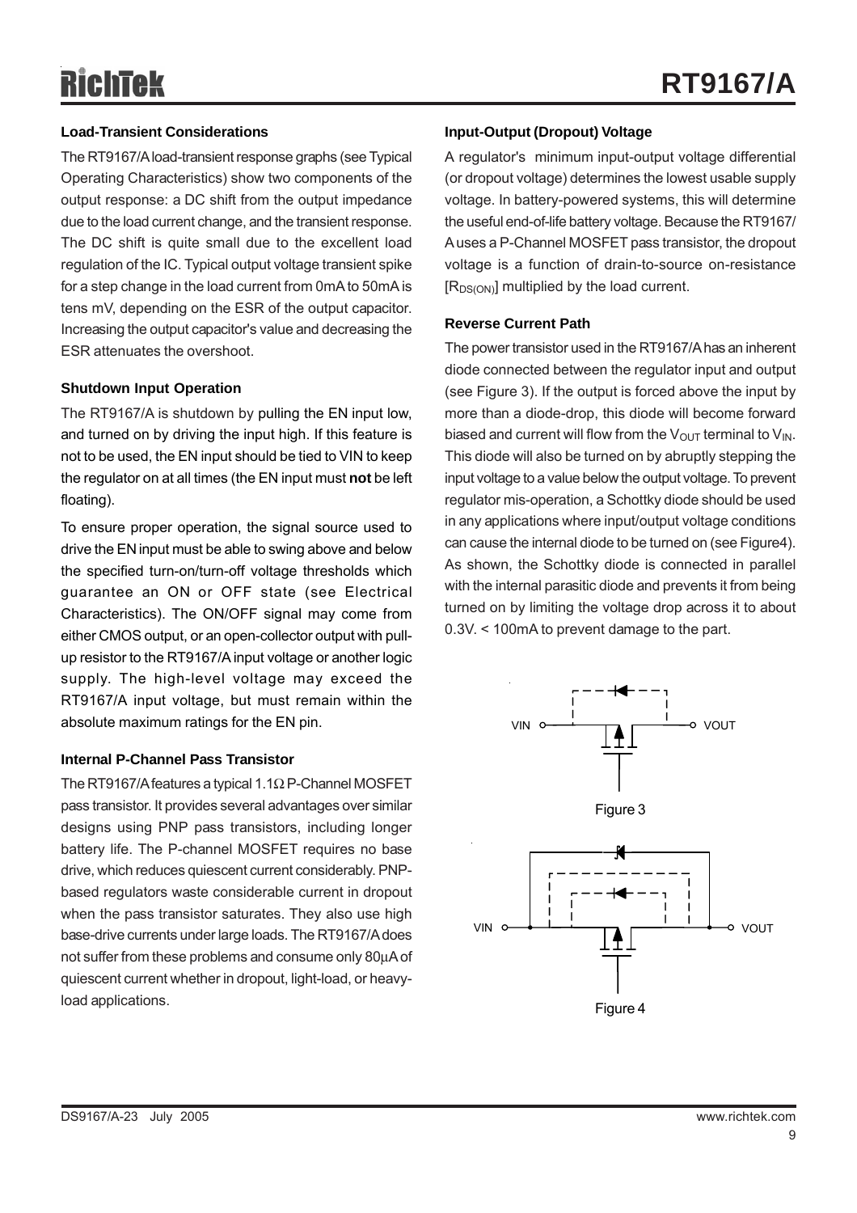### Load-Transient Considerations

The RT9167/A load-transient response graphs (see Typical Operating Characteristics) show two components of the output response: a DC shift from the output impedance due to the load current change, and the transient response. The DC shift is quite small due to the excellent load regulation of the IC. Typical output voltage transient spike for a step change in the load current from 0mA to 50mA is tens mV, depending on the ESR of the output capacitor. Increasing the output capacitor's value and decreasing the ESR attenuates the overshoot.

### Shutdown Input Operation

The RT9167/A is shutdown by pulling the EN input low, and turned on by driving the input high. If this feature is not to be used, the EN input should be tied to VIN to keep the regulator on at all times (the EN input must **not** be left floating).

To ensure proper operation, the signal source used to drive the EN input must be able to swing above and below the specified turn-on/turn-off voltage thresholds which guarantee an ON or OFF state (see Electrical Characteristics). The ON/OFF signal may come from either CMOS output, or an open-collector output with pull-up resistor to the RT9167/A input voltage or another logic supply. The high-level voltage may exceed the RT9167/A input voltage, but must remain within the absolute maximum ratings for the EN pin.

### Internal P-Channel Pass Transistor

The RT9167/A features a typical 1.1Ω P-Channel MOSFET pass transistor. It provides several advantages over similar designs using PNP pass transistors, including longer battery life. The P-channel MOSFET requires no base drive, which reduces quiescent current considerably. PNP-based regulators waste considerable current in dropout when the pass transistor saturates. They also use high base-drive currents under large loads. The RT9167/A does not suffer from these problems and consume only 80μA of quiescent current whether in dropout, light-load, or heavy-load applications.

### Input-Output (Dropout) Voltage

A regulator's minimum input-output voltage differential (or dropout voltage) determines the lowest usable supply voltage. In battery-powered systems, this will determine the useful end-of-life battery voltage. Because the RT9167/A uses a P-Channel MOSFET pass transistor, the dropout voltage is a function of drain-to-source on-resistance [$R_{DS(ON)}$] multiplied by the load current.

### Reverse Current Path

The power transistor used in the RT9167/A has an inherent diode connected between the regulator input and output (see Figure 3). If the output is forced above the input by more than a diode-drop, this diode will become forward biased and current will flow from the $V_{OUT}$ terminal to $V_{IN}$. This diode will also be turned on by abruptly stepping the input voltage to a value below the output voltage. To prevent regulator mis-operation, a Schottky diode should be used in any applications where input/output voltage conditions can cause the internal diode to be turned on (see Figure4). As shown, the Schottky diode is connected in parallel with the internal parasitic diode and prevents it from being turned on by limiting the voltage drop across it to about 0.3V. < 100mA to prevent damage to the part.

Figure 3

Figure 4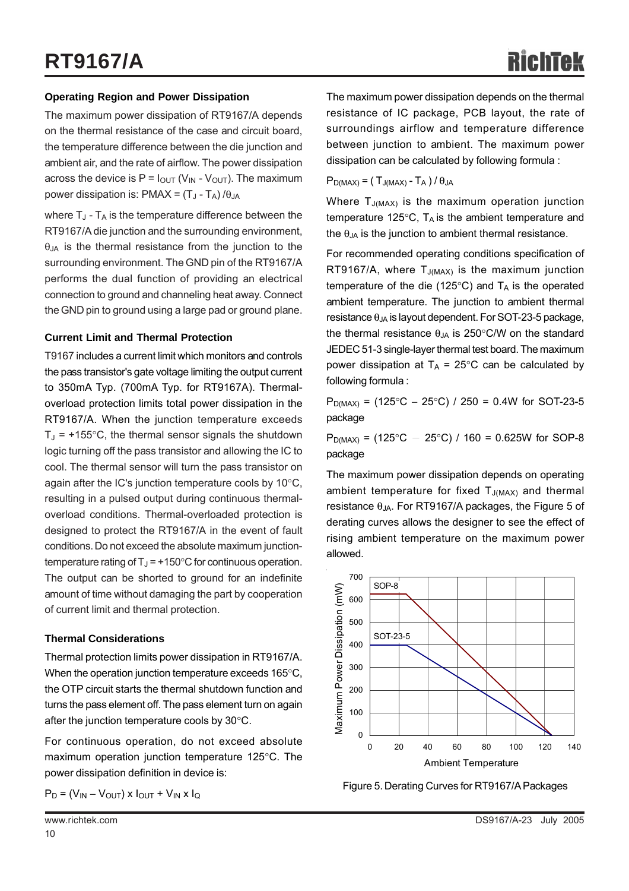### Operating Region and Power Dissipation

The maximum power dissipation of RT9167/A depends on the thermal resistance of the case and circuit board, the temperature difference between the die junction and ambient air, and the rate of airflow. The power dissipation across the device is $P = I_{OUT} (V_{IN} - V_{OUT})$. The maximum power dissipation is: $PMAX = (T_J - T_A) / \theta_{JA}$

where $T_J - T_A$ is the temperature difference between the RT9167/A die junction and the surrounding environment, $\theta_{JA}$ is the thermal resistance from the junction to the surrounding environment. The GND pin of the RT9167/A performs the dual function of providing an electrical connection to ground and channeling heat away. Connect the GND pin to ground using a large pad or ground plane.

### Current Limit and Thermal Protection

T9167 includes a current limit which monitors and controls the pass transistor's gate voltage limiting the output current to 350mA Typ. (700mA Typ. for RT9167A). Thermal-overload protection limits total power dissipation in the RT9167/A. When the junction temperature exceeds $T_J$ = +155°C, the thermal sensor signals the shutdown logic turning off the pass transistor and allowing the IC to cool. The thermal sensor will turn the pass transistor on again after the IC's junction temperature cools by 10°C, resulting in a pulsed output during continuous thermal-overload conditions. Thermal-overloaded protection is designed to protect the RT9167/A in the event of fault conditions. Do not exceed the absolute maximum junction-temperature rating of $T_J$ = +150°C for continuous operation. The output can be shorted to ground for an indefinite amount of time without damaging the part by cooperation of current limit and thermal protection.

### Thermal Considerations

Thermal protection limits power dissipation in RT9167/A. When the operation junction temperature exceeds 165°C, the OTP circuit starts the thermal shutdown function and turns the pass element off. The pass element turn on again after the junction temperature cools by 30°C.

For continuous operation, do not exceed absolute maximum operation junction temperature 125°C. The power dissipation definition in device is:

$$P_D = (V_{IN} - V_{OUT}) \times I_{OUT} + V_{IN} \times I_Q$$

The maximum power dissipation depends on the thermal resistance of IC package, PCB layout, the rate of surroundings airflow and temperature difference between junction to ambient. The maximum power dissipation can be calculated by following formula :

$$P_{D(MAX)} = ( T_{J(MAX)} - T_A ) / \theta_{JA}$$

Where $T_{J(MAX)}$ is the maximum operation junction temperature 125°C, $T_A$ is the ambient temperature and the $\theta_{JA}$ is the junction to ambient thermal resistance.

For recommended operating conditions specification of RT9167/A, where $T_{J(MAX)}$ is the maximum junction temperature of the die (125°C) and $T_A$ is the operated ambient temperature. The junction to ambient thermal resistance $\theta_{JA}$ is layout dependent. For SOT-23-5 package, the thermal resistance $\theta_{JA}$ is 250°C/W on the standard JEDEC 51-3 single-layer thermal test board. The maximum power dissipation at $T_A$ = 25°C can be calculated by following formula :

$P_{D(MAX)}$ = (125°C − 25°C) / 250 = 0.4W for SOT-23-5 package

$P_{D(MAX)}$ = (125°C − 25°C) / 160 = 0.625W for SOP-8 package

The maximum power dissipation depends on operating ambient temperature for fixed $T_{J(MAX)}$ and thermal resistance $\theta_{JA}$. For RT9167/A packages, the Figure 5 of derating curves allows the designer to see the effect of rising ambient temperature on the maximum power allowed.

Figure 5. Derating Curves for RT9167/A Packages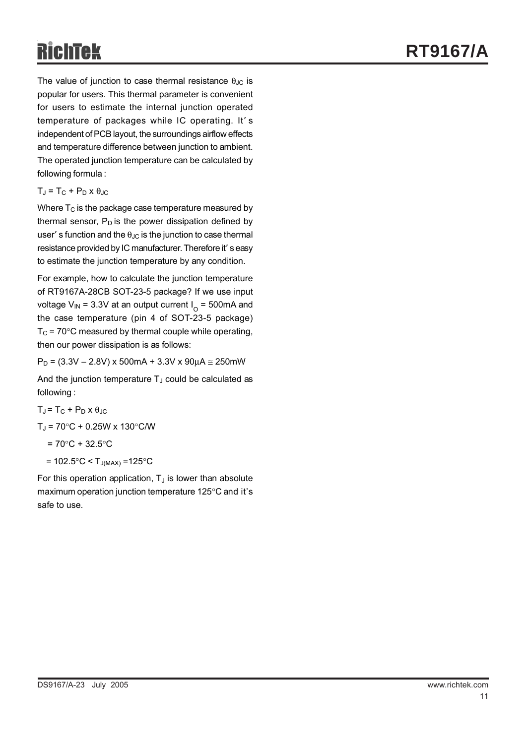The value of junction to case thermal resistance $\theta_{JC}$ is popular for users. This thermal parameter is convenient for users to estimate the internal junction operated temperature of packages while IC operating. It's independent of PCB layout, the surroundings airflow effects and temperature difference between junction to ambient. The operated junction temperature can be calculated by following formula :

$T_J = T_C + P_D \times \theta_{JC}$

Where $T_C$ is the package case temperature measured by thermal sensor, $P_D$ is the power dissipation defined by user's function and the $\theta_{JC}$ is the junction to case thermal resistance provided by IC manufacturer. Therefore it's easy to estimate the junction temperature by any condition.

For example, how to calculate the junction temperature of RT9167A-28CB SOT-23-5 package? If we use input voltage $V_{IN}$ = 3.3V at an output current $I_O$ = 500mA and the case temperature (pin 4 of SOT-23-5 package) $T_C$ = 70°C measured by thermal couple while operating, then our power dissipation is as follows:

$P_D = (3.3V - 2.8V) \times 500mA + 3.3V \times 90\mu A \cong 250mW$

And the junction temperature $T_J$ could be calculated as following :

$T_J = T_C + P_D \times \theta_{JC}$

$T_J = 70°C + 0.25W \times 130°C/W$

$= 70°C + 32.5°C$

$= 102.5°C < T_{J(MAX)} = 125°C$

For this operation application, $T_J$ is lower than absolute maximum operation junction temperature 125°C and it's safe to use.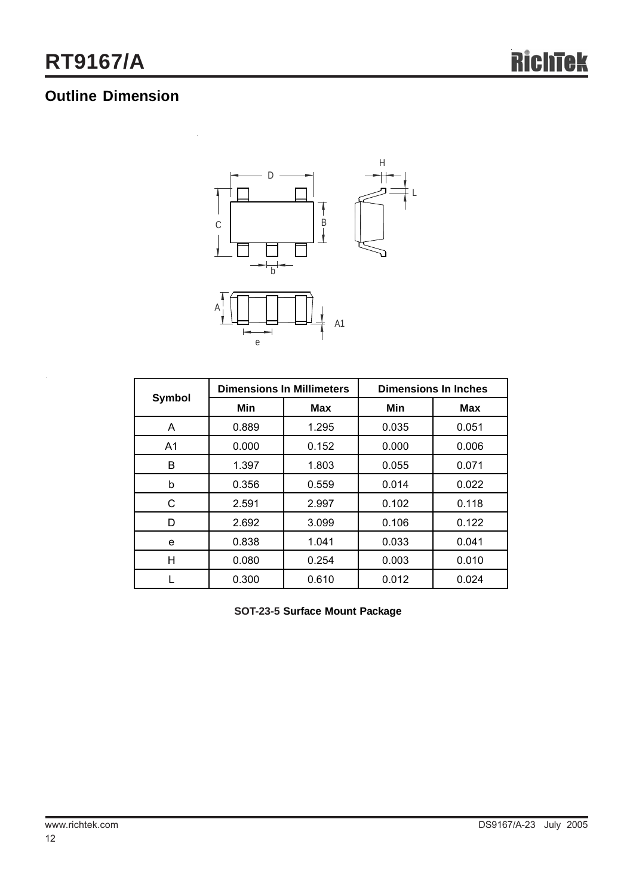## Outline Dimension

| Symbol | Dimensions In Millimeters | | Dimensions In Inches | |
|---|---|---|---|---|
| | Min | Max | Min | Max |
| A | 0.889 | 1.295 | 0.035 | 0.051 |
| A1 | 0.000 | 0.152 | 0.000 | 0.006 |
| B | 1.397 | 1.803 | 0.055 | 0.071 |
| b | 0.356 | 0.559 | 0.014 | 0.022 |
| C | 2.591 | 2.997 | 0.102 | 0.118 |
| D | 2.692 | 3.099 | 0.106 | 0.122 |
| e | 0.838 | 1.041 | 0.033 | 0.041 |
| H | 0.080 | 0.254 | 0.003 | 0.010 |
| L | 0.300 | 0.610 | 0.012 | 0.024 |

**SOT-23-5 Surface Mount Package**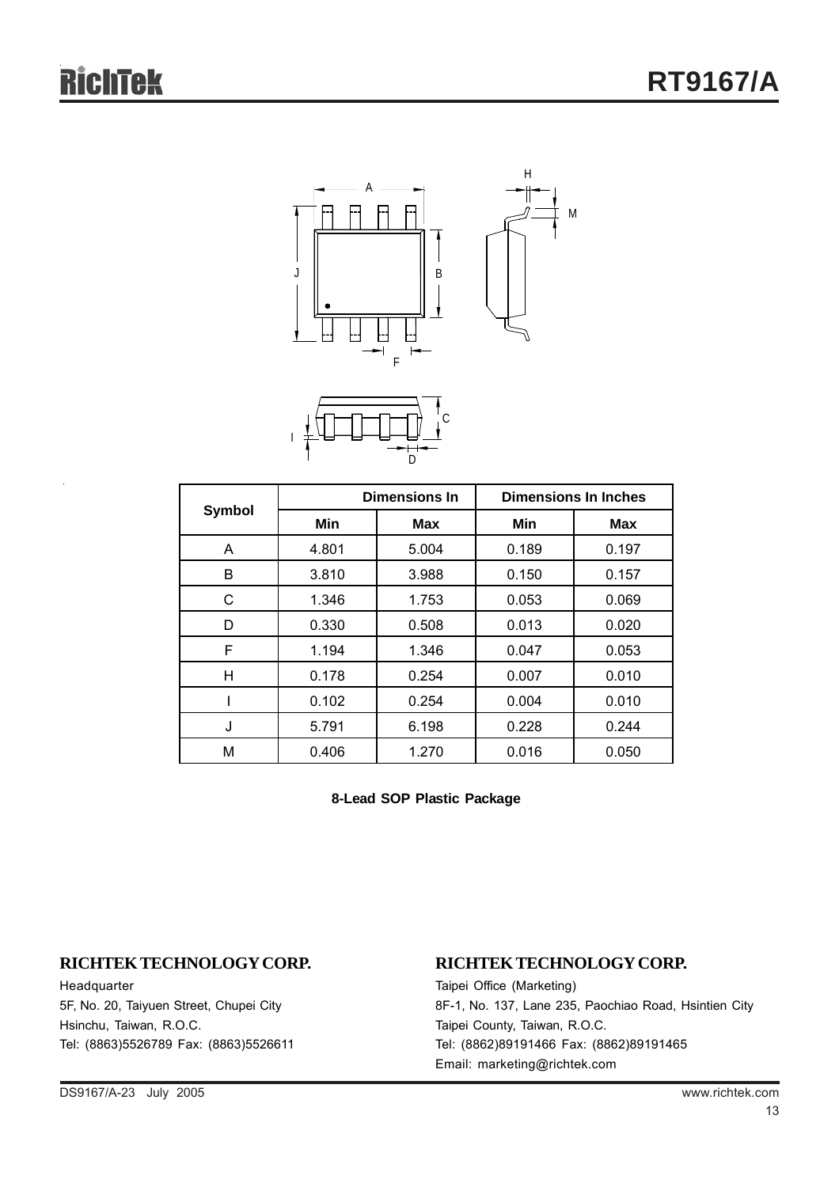| Symbol | Dimensions In | | Dimensions In Inches | |
|---|---|---|---|---|
| | **Min** | **Max** | **Min** | **Max** |
| A | 4.801 | 5.004 | 0.189 | 0.197 |
| B | 3.810 | 3.988 | 0.150 | 0.157 |
| C | 1.346 | 1.753 | 0.053 | 0.069 |
| D | 0.330 | 0.508 | 0.013 | 0.020 |
| F | 1.194 | 1.346 | 0.047 | 0.053 |
| H | 0.178 | 0.254 | 0.007 | 0.010 |
| I | 0.102 | 0.254 | 0.004 | 0.010 |
| J | 5.791 | 6.198 | 0.228 | 0.244 |
| M | 0.406 | 1.270 | 0.016 | 0.050 |

**8-Lead SOP Plastic Package**

**RICHTEK TECHNOLOGY CORP.**

Headquarter
5F, No. 20, Taiyuen Street, Chupei City
Hsinchu, Taiwan, R.O.C.
Tel: (8863)5526789 Fax: (8863)5526611

**RICHTEK TECHNOLOGY CORP.**

Taipei Office (Marketing)
8F-1, No. 137, Lane 235, Paochiao Road, Hsintien City
Taipei County, Taiwan, R.O.C.
Tel: (8862)89191466 Fax: (8862)89191465
Email: marketing@richtek.com